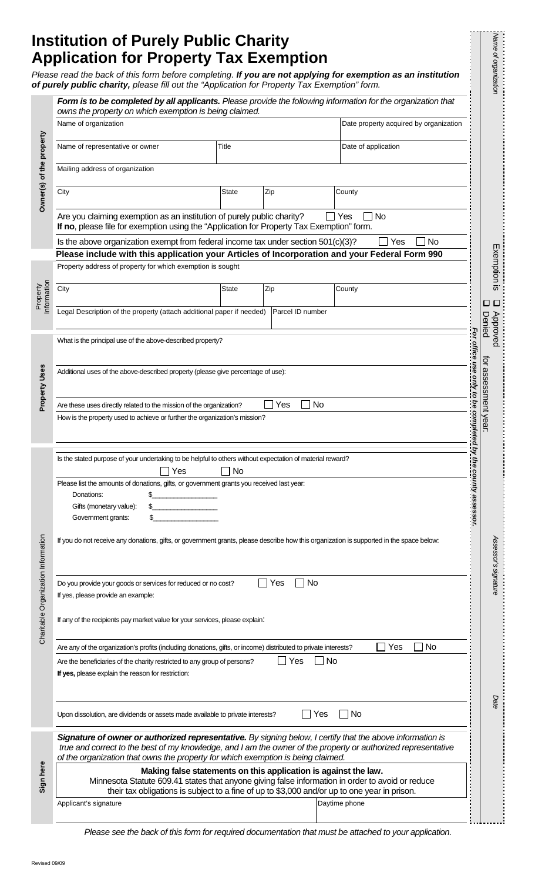# Institution of Purely Public Charity Application for Property Tax Exemption

*Please read the back of this form before completing.* ***If you are not applying for exemption as an institution of purely public charity,*** *please fill out the "Application for Property Tax Exemption" form.*

***Form is to be completed by all applicants.*** *Please provide the following information for the organization that owns the property on which exemption is being claimed.*

## Owner(s) of the property

| Name of organization | | | Date property acquired by organization |
|---|---|---|---|
| Name of representative or owner | Title | | Date of application |
| Mailing address of organization | | | |
| City | State | Zip | County |

Are you claiming exemption as an institution of purely public charity? ☐ Yes ☐ No
**If no**, please file for exemption using the "Application for Property Tax Exemption" form.

Is the above organization exempt from federal income tax under section 501(c)(3)? ☐ Yes ☐ No

**Please include with this application your Articles of Incorporation and your Federal Form 990**

## Property Information

| Property address of property for which exemption is sought | | | |
|---|---|---|---|
| City | State | Zip | County |
| Legal Description of the property (attach additional paper if needed) | Parcel ID number | | |

## Property Uses

What is the principal use of the above-described property?

Additional uses of the above-described property (please give percentage of use):

Are these uses directly related to the mission of the organization? ☐ Yes ☐ No

How is the property used to achieve or further the organization's mission?

## Charitable Organization Information

Is the stated purpose of your undertaking to be helpful to others without expectation of material reward?
☐ Yes ☐ No

Please list the amounts of donations, gifts, or government grants you received last year:

Donations: $________________
Gifts (monetary value): $________________
Government grants: $________________

If you do not receive any donations, gifts, or government grants, please describe how this organization is supported in the space below:

Do you provide your goods or services for reduced or no cost? ☐ Yes ☐ No
If yes, please provide an example:

If any of the recipients pay market value for your services, please explain:

Are any of the organization's profits (including donations, gifts, or income) distributed to private interests? ☐ Yes ☐ No

Are the beneficiaries of the charity restricted to any group of persons? ☐ Yes ☐ No
**If yes,** please explain the reason for restriction:

Upon dissolution, are dividends or assets made available to private interests? ☐ Yes ☐ No

## Sign here

***Signature of owner or authorized representative.*** *By signing below, I certify that the above information is true and correct to the best of my knowledge, and I am the owner of the property or authorized representative of the organization that owns the property for which exemption is being claimed.*

**Making false statements on this application is against the law.**
Minnesota Statute 609.41 states that anyone giving false information in order to avoid or reduce their tax obligations is subject to a fine of up to $3,000 and/or up to one year in prison.

| Applicant's signature | Daytime phone |
|---|---|

*Please see the back of this form for required documentation that must be attached to your application.*

***For office use only to be completed by the county assessor.***

*Name of organization*

Exemption is ☐ Approved ☐ Denied for assessment year:

*Assessor's signature*

*Date*

Revised 09/09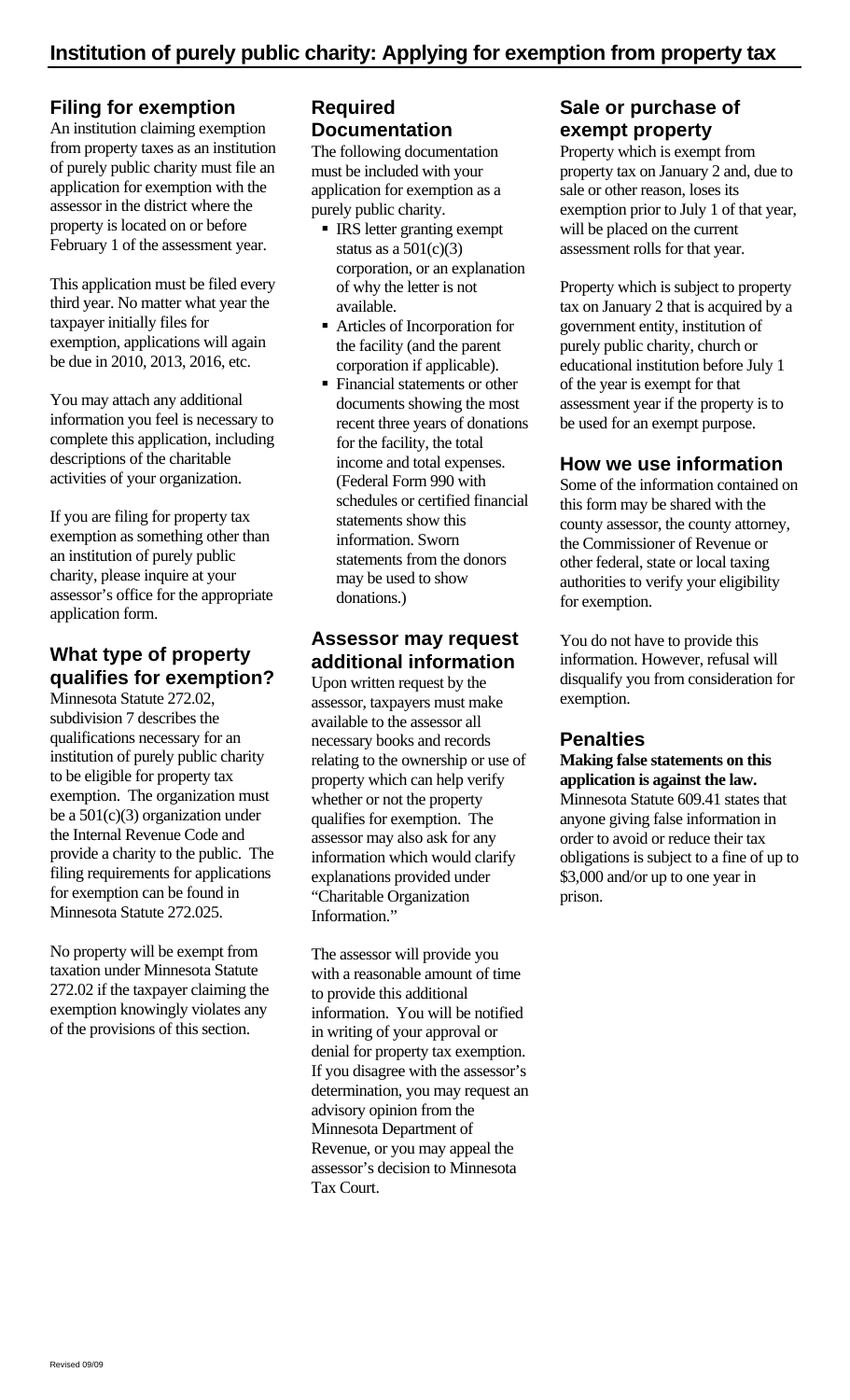# Institution of purely public charity: Applying for exemption from property tax

## Filing for exemption

An institution claiming exemption from property taxes as an institution of purely public charity must file an application for exemption with the assessor in the district where the property is located on or before February 1 of the assessment year.

This application must be filed every third year. No matter what year the taxpayer initially files for exemption, applications will again be due in 2010, 2013, 2016, etc.

You may attach any additional information you feel is necessary to complete this application, including descriptions of the charitable activities of your organization.

If you are filing for property tax exemption as something other than an institution of purely public charity, please inquire at your assessor's office for the appropriate application form.

## What type of property qualifies for exemption?

Minnesota Statute 272.02, subdivision 7 describes the qualifications necessary for an institution of purely public charity to be eligible for property tax exemption. The organization must be a 501(c)(3) organization under the Internal Revenue Code and provide a charity to the public. The filing requirements for applications for exemption can be found in Minnesota Statute 272.025.

No property will be exempt from taxation under Minnesota Statute 272.02 if the taxpayer claiming the exemption knowingly violates any of the provisions of this section.

## Required Documentation

The following documentation must be included with your application for exemption as a purely public charity.

- IRS letter granting exempt status as a 501(c)(3) corporation, or an explanation of why the letter is not available.
- Articles of Incorporation for the facility (and the parent corporation if applicable).
- Financial statements or other documents showing the most recent three years of donations for the facility, the total income and total expenses. (Federal Form 990 with schedules or certified financial statements show this information. Sworn statements from the donors may be used to show donations.)

## Assessor may request additional information

Upon written request by the assessor, taxpayers must make available to the assessor all necessary books and records relating to the ownership or use of property which can help verify whether or not the property qualifies for exemption. The assessor may also ask for any information which would clarify explanations provided under "Charitable Organization Information."

The assessor will provide you with a reasonable amount of time to provide this additional information. You will be notified in writing of your approval or denial for property tax exemption. If you disagree with the assessor's determination, you may request an advisory opinion from the Minnesota Department of Revenue, or you may appeal the assessor's decision to Minnesota Tax Court.

## Sale or purchase of exempt property

Property which is exempt from property tax on January 2 and, due to sale or other reason, loses its exemption prior to July 1 of that year, will be placed on the current assessment rolls for that year.

Property which is subject to property tax on January 2 that is acquired by a government entity, institution of purely public charity, church or educational institution before July 1 of the year is exempt for that assessment year if the property is to be used for an exempt purpose.

## How we use information

Some of the information contained on this form may be shared with the county assessor, the county attorney, the Commissioner of Revenue or other federal, state or local taxing authorities to verify your eligibility for exemption.

You do not have to provide this information. However, refusal will disqualify you from consideration for exemption.

## Penalties

**Making false statements on this application is against the law.** Minnesota Statute 609.41 states that anyone giving false information in order to avoid or reduce their tax obligations is subject to a fine of up to $3,000 and/or up to one year in prison.

Revised 09/09